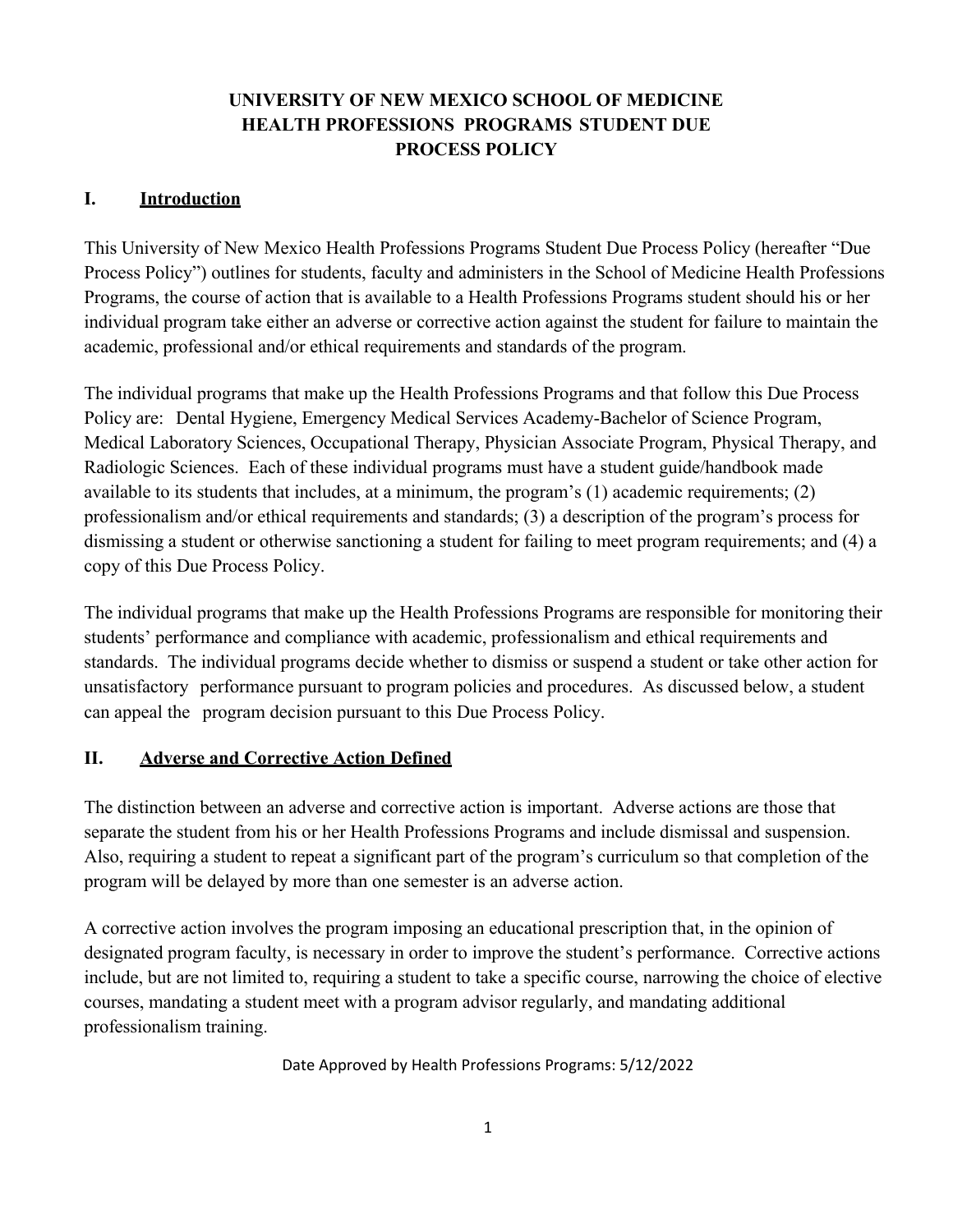# UNIVERSITY OF NEW MEXICO SCHOOL OF MEDICINE HEALTH PROFESSIONS PROGRAMS STUDENT DUE PROCESS POLICY

## I. Introduction

This University of New Mexico Health Professions Programs Student Due Process Policy (hereafter "Due Process Policy") outlines for students, faculty and administers in the School of Medicine Health Professions Programs, the course of action that is available to a Health Professions Programs student should his or her individual program take either an adverse or corrective action against the student for failure to maintain the academic, professional and/or ethical requirements and standards of the program.

The individual programs that make up the Health Professions Programs and that follow this Due Process Policy are: Dental Hygiene, Emergency Medical Services Academy-Bachelor of Science Program, Medical Laboratory Sciences, Occupational Therapy, Physician Associate Program, Physical Therapy, and Radiologic Sciences. Each of these individual programs must have a student guide/handbook made available to its students that includes, at a minimum, the program's (1) academic requirements; (2) professionalism and/or ethical requirements and standards; (3) a description of the program's process for dismissing a student or otherwise sanctioning a student for failing to meet program requirements; and (4) a copy of this Due Process Policy.

The individual programs that make up the Health Professions Programs are responsible for monitoring their students' performance and compliance with academic, professionalism and ethical requirements and standards. The individual programs decide whether to dismiss or suspend a student or take other action for unsatisfactory performance pursuant to program policies and procedures. As discussed below, a student can appeal the program decision pursuant to this Due Process Policy.

## II. Adverse and Corrective Action Defined

The distinction between an adverse and corrective action is important. Adverse actions are those that separate the student from his or her Health Professions Programs and include dismissal and suspension. Also, requiring a student to repeat a significant part of the program's curriculum so that completion of the program will be delayed by more than one semester is an adverse action.

A corrective action involves the program imposing an educational prescription that, in the opinion of designated program faculty, is necessary in order to improve the student's performance. Corrective actions include, but are not limited to, requiring a student to take a specific course, narrowing the choice of elective courses, mandating a student meet with a program advisor regularly, and mandating additional professionalism training.

Date Approved by Health Professions Programs: 5/12/2022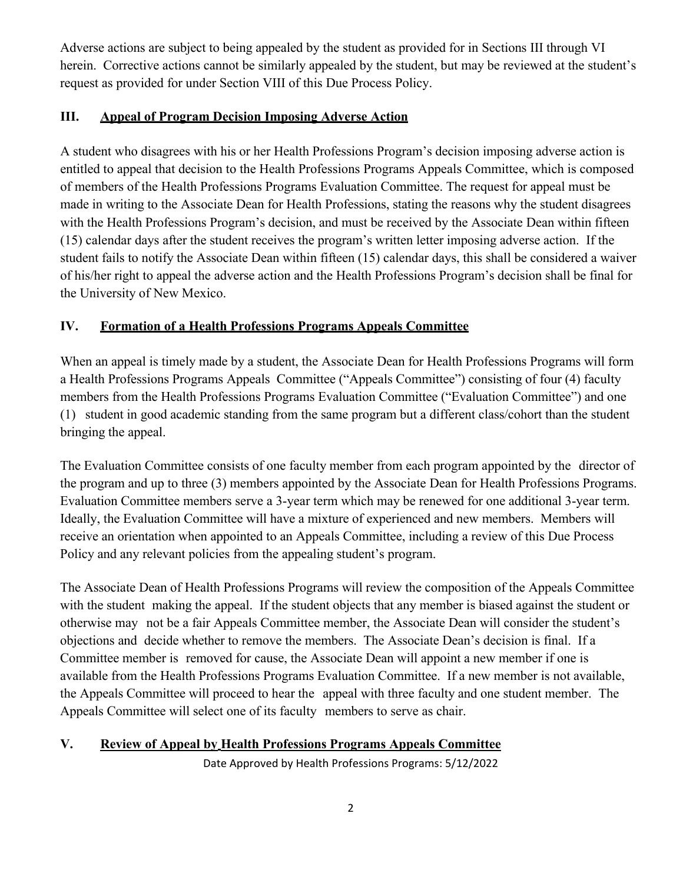Adverse actions are subject to being appealed by the student as provided for in Sections III through VI herein. Corrective actions cannot be similarly appealed by the student, but may be reviewed at the student's request as provided for under Section VIII of this Due Process Policy.

## III. Appeal of Program Decision Imposing Adverse Action

A student who disagrees with his or her Health Professions Program's decision imposing adverse action is entitled to appeal that decision to the Health Professions Programs Appeals Committee, which is composed of members of the Health Professions Programs Evaluation Committee. The request for appeal must be made in writing to the Associate Dean for Health Professions, stating the reasons why the student disagrees with the Health Professions Program's decision, and must be received by the Associate Dean within fifteen (15) calendar days after the student receives the program's written letter imposing adverse action. If the student fails to notify the Associate Dean within fifteen (15) calendar days, this shall be considered a waiver of his/her right to appeal the adverse action and the Health Professions Program's decision shall be final for the University of New Mexico.

## IV. Formation of a Health Professions Programs Appeals Committee

When an appeal is timely made by a student, the Associate Dean for Health Professions Programs will form a Health Professions Programs Appeals Committee ("Appeals Committee") consisting of four (4) faculty members from the Health Professions Programs Evaluation Committee ("Evaluation Committee") and one (1) student in good academic standing from the same program but a different class/cohort than the student bringing the appeal.

The Evaluation Committee consists of one faculty member from each program appointed by the director of the program and up to three (3) members appointed by the Associate Dean for Health Professions Programs. Evaluation Committee members serve a 3-year term which may be renewed for one additional 3-year term. Ideally, the Evaluation Committee will have a mixture of experienced and new members. Members will receive an orientation when appointed to an Appeals Committee, including a review of this Due Process Policy and any relevant policies from the appealing student's program.

The Associate Dean of Health Professions Programs will review the composition of the Appeals Committee with the student making the appeal. If the student objects that any member is biased against the student or otherwise may not be a fair Appeals Committee member, the Associate Dean will consider the student's objections and decide whether to remove the members. The Associate Dean's decision is final. If a Committee member is removed for cause, the Associate Dean will appoint a new member if one is available from the Health Professions Programs Evaluation Committee. If a new member is not available, the Appeals Committee will proceed to hear the appeal with three faculty and one student member. The Appeals Committee will select one of its faculty members to serve as chair.

## V. Review of Appeal by Health Professions Programs Appeals Committee

Date Approved by Health Professions Programs: 5/12/2022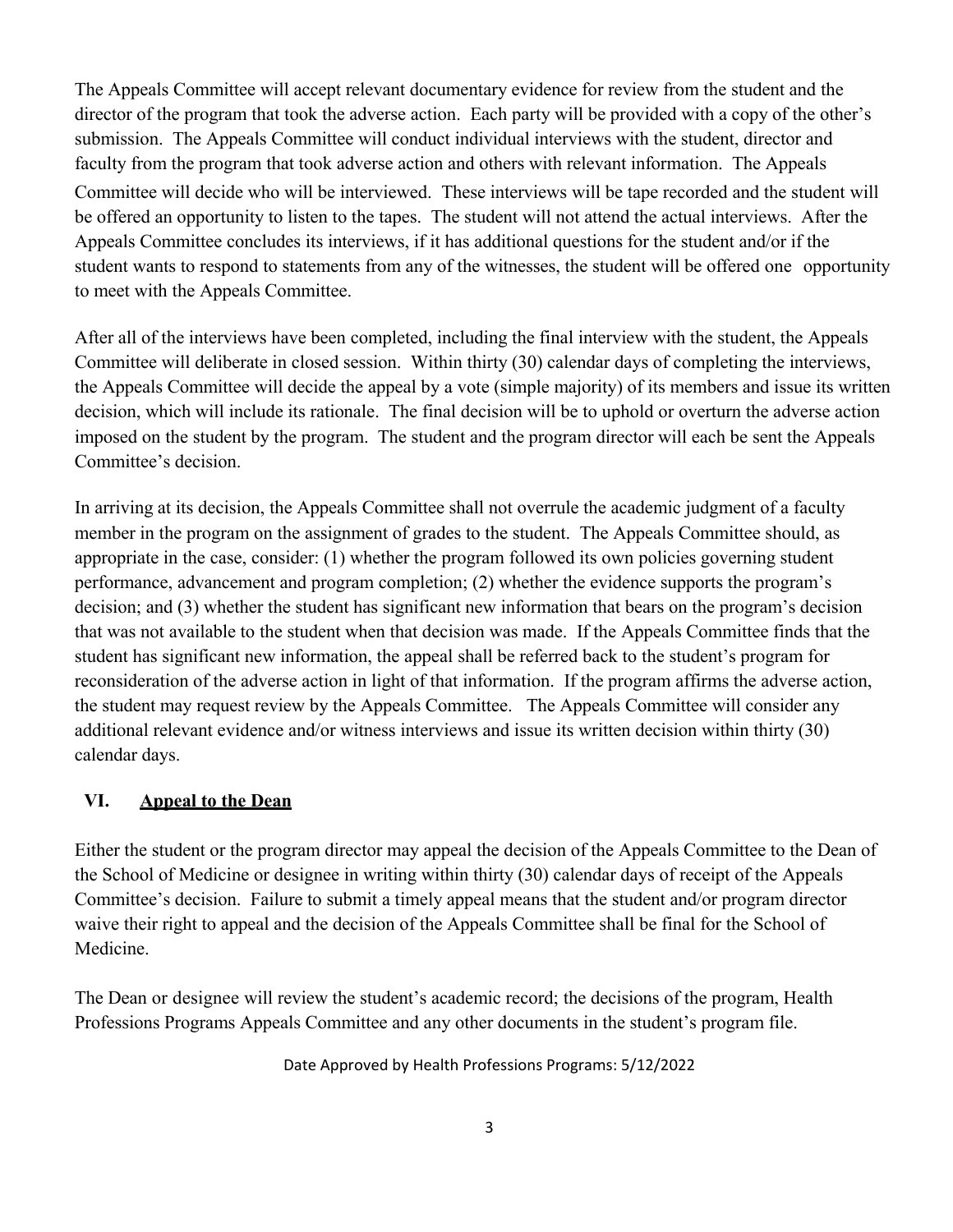The Appeals Committee will accept relevant documentary evidence for review from the student and the director of the program that took the adverse action. Each party will be provided with a copy of the other's submission. The Appeals Committee will conduct individual interviews with the student, director and faculty from the program that took adverse action and others with relevant information. The Appeals Committee will decide who will be interviewed. These interviews will be tape recorded and the student will be offered an opportunity to listen to the tapes. The student will not attend the actual interviews. After the Appeals Committee concludes its interviews, if it has additional questions for the student and/or if the student wants to respond to statements from any of the witnesses, the student will be offered one opportunity to meet with the Appeals Committee.

After all of the interviews have been completed, including the final interview with the student, the Appeals Committee will deliberate in closed session. Within thirty (30) calendar days of completing the interviews, the Appeals Committee will decide the appeal by a vote (simple majority) of its members and issue its written decision, which will include its rationale. The final decision will be to uphold or overturn the adverse action imposed on the student by the program. The student and the program director will each be sent the Appeals Committee's decision.

In arriving at its decision, the Appeals Committee shall not overrule the academic judgment of a faculty member in the program on the assignment of grades to the student. The Appeals Committee should, as appropriate in the case, consider: (1) whether the program followed its own policies governing student performance, advancement and program completion; (2) whether the evidence supports the program's decision; and (3) whether the student has significant new information that bears on the program's decision that was not available to the student when that decision was made. If the Appeals Committee finds that the student has significant new information, the appeal shall be referred back to the student's program for reconsideration of the adverse action in light of that information. If the program affirms the adverse action, the student may request review by the Appeals Committee. The Appeals Committee will consider any additional relevant evidence and/or witness interviews and issue its written decision within thirty (30) calendar days.

## VI. Appeal to the Dean

Either the student or the program director may appeal the decision of the Appeals Committee to the Dean of the School of Medicine or designee in writing within thirty (30) calendar days of receipt of the Appeals Committee's decision. Failure to submit a timely appeal means that the student and/or program director waive their right to appeal and the decision of the Appeals Committee shall be final for the School of Medicine.

The Dean or designee will review the student's academic record; the decisions of the program, Health Professions Programs Appeals Committee and any other documents in the student's program file.

Date Approved by Health Professions Programs: 5/12/2022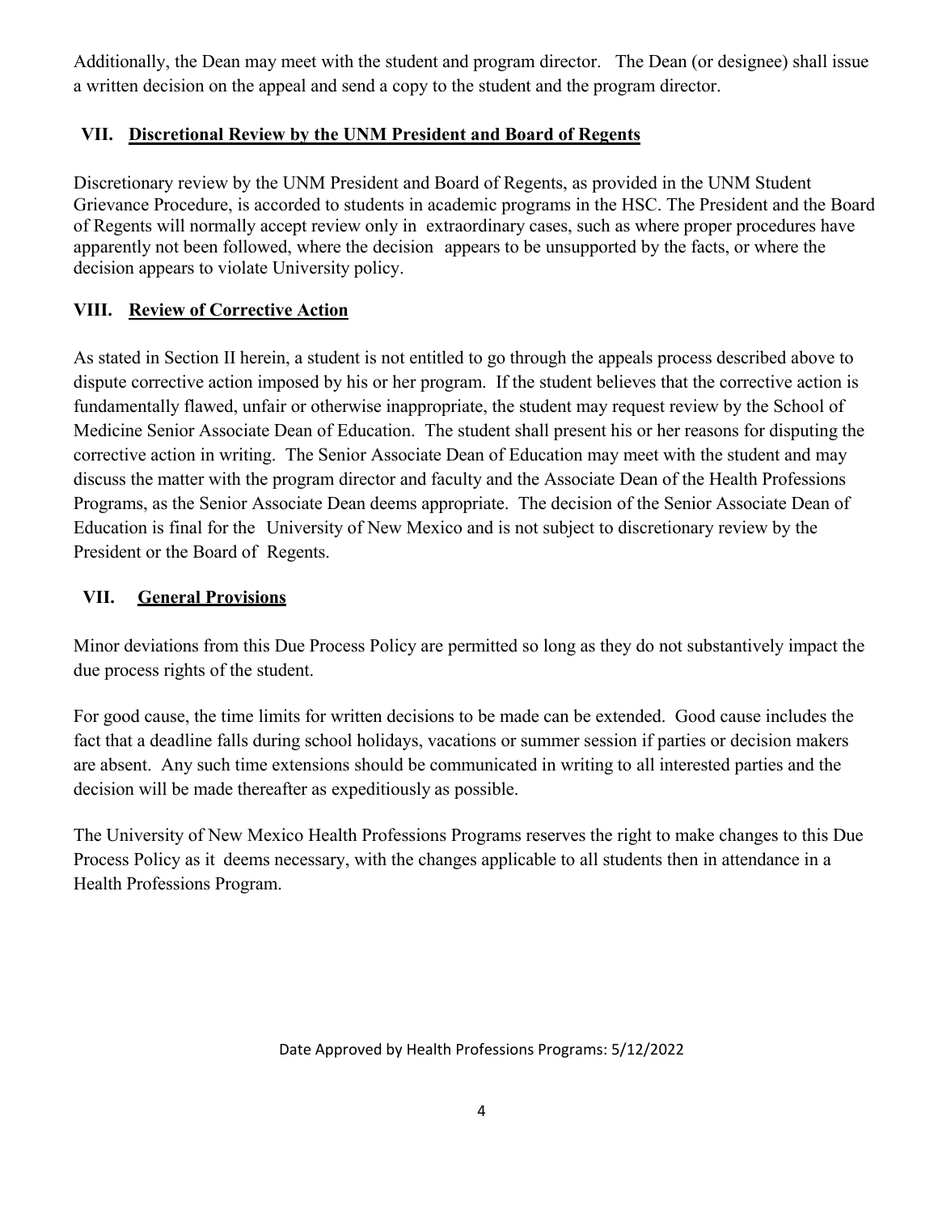Additionally, the Dean may meet with the student and program director. The Dean (or designee) shall issue a written decision on the appeal and send a copy to the student and the program director.

## VII. Discretional Review by the UNM President and Board of Regents

Discretionary review by the UNM President and Board of Regents, as provided in the UNM Student Grievance Procedure, is accorded to students in academic programs in the HSC. The President and the Board of Regents will normally accept review only in extraordinary cases, such as where proper procedures have apparently not been followed, where the decision appears to be unsupported by the facts, or where the decision appears to violate University policy.

## VIII. Review of Corrective Action

As stated in Section II herein, a student is not entitled to go through the appeals process described above to dispute corrective action imposed by his or her program. If the student believes that the corrective action is fundamentally flawed, unfair or otherwise inappropriate, the student may request review by the School of Medicine Senior Associate Dean of Education. The student shall present his or her reasons for disputing the corrective action in writing. The Senior Associate Dean of Education may meet with the student and may discuss the matter with the program director and faculty and the Associate Dean of the Health Professions Programs, as the Senior Associate Dean deems appropriate. The decision of the Senior Associate Dean of Education is final for the University of New Mexico and is not subject to discretionary review by the President or the Board of Regents.

## VII. General Provisions

Minor deviations from this Due Process Policy are permitted so long as they do not substantively impact the due process rights of the student.

For good cause, the time limits for written decisions to be made can be extended. Good cause includes the fact that a deadline falls during school holidays, vacations or summer session if parties or decision makers are absent. Any such time extensions should be communicated in writing to all interested parties and the decision will be made thereafter as expeditiously as possible.

The University of New Mexico Health Professions Programs reserves the right to make changes to this Due Process Policy as it deems necessary, with the changes applicable to all students then in attendance in a Health Professions Program.

Date Approved by Health Professions Programs: 5/12/2022